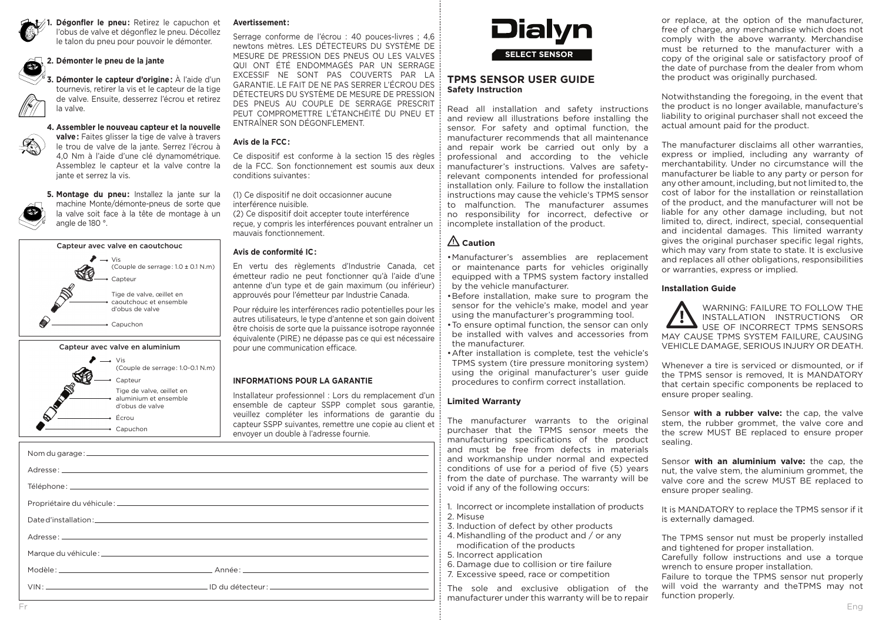1. **Dégonfler le pneu :** Retirez le capuchon et l'obus de valve et dégonflez le pneu. Décollez le talon du pneu pour pouvoir le démonter.

2. **Démonter le pneu de la jante**

3. **Démonter le capteur d'origine :** À l'aide d'un tournevis, retirer la vis et le capteur de la tige de valve. Ensuite, desserrez l'écrou et retirez la valve.

4. **Assembler le nouveau capteur et la nouvelle valve :** Faites glisser la tige de valve à travers le trou de valve de la jante. Serrez l'écrou à 4,0 Nm à l'aide d'une clé dynamométrique. Assemblez le capteur et la valve contre la jante et serrez la vis.

5. **Montage du pneu :** Installez la jante sur la machine Monte/démonte-pneus de sorte que la valve soit face à la tête de montage à un angle de 180 °.

**Capteur avec valve en caoutchouc**

- Vis (Couple de serrage : 1.0 ± 0.1 N.m)
- Capteur
- Tige de valve, œillet en caoutchouc et ensemble d'obus de valve
- Capuchon

**Capteur avec valve en aluminium**

- Vis (Couple de serrage : 1.0-0.1 N.m)
- Capteur
- Tige de valve, œillet en aluminium et ensemble d'obus de valve
- Écrou
- Capuchon

**Avertissement :**

Serrage conforme de l'écrou : 40 pouces-livres ; 4,6 newtons mètres. LES DÉTECTEURS DU SYSTÈME DE MESURE DE PRESSION DES PNEUS OU LES VALVES QUI ONT ÉTÉ ENDOMMAGÉS PAR UN SERRAGE EXCESSIF NE SONT PAS COUVERTS PAR LA GARANTIE. LE FAIT DE NE PAS SERRER L'ÉCROU DES DÉTECTEURS DU SYSTÈME DE MESURE DE PRESSION DES PNEUS AU COUPLE DE SERRAGE PRESCRIT PEUT COMPROMETTRE L'ÉTANCHÉITÉ DU PNEU ET ENTRAÎNER SON DÉGONFLEMENT.

**Avis de la FCC :**

Ce dispositif est conforme à la section 15 des règles de la FCC. Son fonctionnement est soumis aux deux conditions suivantes :

(1) Ce dispositif ne doit occasionner aucune interférence nuisible.
(2) Ce dispositif doit accepter toute interférence reçue, y compris les interférences pouvant entraîner un mauvais fonctionnement.

**Avis de conformité IC :**

En vertu des règlements d'Industrie Canada, cet émetteur radio ne peut fonctionner qu'à l'aide d'une antenne d'un type et de gain maximum (ou inférieur) approuvés pour l'émetteur par Industrie Canada.

Pour réduire les interférences radio potentielles pour les autres utilisateurs, le type d'antenne et son gain doivent être choisis de sorte que la puissance isotrope rayonnée équivalente (PIRE) ne dépasse pas ce qui est nécessaire pour une communication efficace.

**INFORMATIONS POUR LA GARANTIE**

Installateur professionnel : Lors du remplacement d'un ensemble de capteur SSPP complet sous garantie, veuillez compléter les informations de garantie du capteur SSPP suivantes, remettre une copie au client et envoyer un double à l'adresse fournie.

Nom du garage : ____________________

Adresse : ____________________

Téléphone : ____________________

Propriétaire du véhicule : ____________________

Date d'installation : ____________________

Adresse : ____________________

Marque du véhicule : ____________________

Modèle : ____________________ Année : ____________________

VIN : ____________________ ID du détecteur : ____________________

# Dialyn

**SELECT SENSOR**

## TPMS SENSOR USER GUIDE

**Safety Instruction**

Read all installation and safety instructions and review all illustrations before installing the sensor. For safety and optimal function, the manufacturer recommends that all maintenance and repair work be carried out only by a professional and according to the vehicle manufacturer's instructions. Valves are safety-relevant components intended for professional installation only. Failure to follow the installation instructions may cause the vehicle's TPMS sensor to malfunction. The manufacturer assumes no responsibility for incorrect, defective or incomplete installation of the product.

### ⚠ Caution

- Manufacturer's assemblies are replacement or maintenance parts for vehicles originally equipped with a TPMS system factory installed by the vehicle manufacturer.
- Before installation, make sure to program the sensor for the vehicle's make, model and year using the manufacturer's programming tool.
- To ensure optimal function, the sensor can only be installed with valves and accessories from the manufacturer.
- After installation is complete, test the vehicle's TPMS system (tire pressure monitoring system) using the original manufacturer's user guide procedures to confirm correct installation.

**Limited Warranty**

The manufacturer warrants to the original purchaser that the TPMS sensor meets the manufacturing specifications of the product and must be free from defects in materials and workmanship under normal and expected conditions of use for a period of five (5) years from the date of purchase. The warranty will be void if any of the following occurs:

1. Incorrect or incomplete installation of products
2. Misuse
3. Induction of defect by other products
4. Mishandling of the product and / or any modification of the products
5. Incorrect application
6. Damage due to collision or tire failure
7. Excessive speed, race or competition

The sole and exclusive obligation of the manufacturer under this warranty will be to repair or replace, at the option of the manufacturer, free of charge, any merchandise which does not comply with the above warranty. Merchandise must be returned to the manufacturer with a copy of the original sale or satisfactory proof of the date of purchase from the dealer from whom the product was originally purchased.

Notwithstanding the foregoing, in the event that the product is no longer available, manufacture's liability to original purchaser shall not exceed the actual amount paid for the product.

The manufacturer disclaims all other warranties, express or implied, including any warranty of merchantability. Under no circumstance will the manufacturer be liable to any party or person for any other amount, including, but not limited to, the cost of labor for the installation or reinstallation of the product, and the manufacturer will not be liable for any other damage including, but not limited to, direct, indirect, special, consequential and incidental damages. This limited warranty gives the original purchaser specific legal rights, which may vary from state to state. It is exclusive and replaces all other obligations, responsibilities or warranties, express or implied.

**Installation Guide**

⚠ WARNING: FAILURE TO FOLLOW THE INSTALLATION INSTRUCTIONS OR USE OF INCORRECT TPMS SENSORS MAY CAUSE TPMS SYSTEM FAILURE, CAUSING VEHICLE DAMAGE, SERIOUS INJURY OR DEATH.

Whenever a tire is serviced or dismounted, or if the TPMS sensor is removed, It is MANDATORY that certain specific components be replaced to ensure proper sealing.

Sensor **with a rubber valve:** the cap, the valve stem, the rubber grommet, the valve core and the screw MUST BE replaced to ensure proper sealing.

Sensor **with an aluminium valve:** the cap, the nut, the valve stem, the aluminium grommet, the valve core and the screw MUST BE replaced to ensure proper sealing.

It is MANDATORY to replace the TPMS sensor if it is externally damaged.

The TPMS sensor nut must be properly installed and tightened for proper installation.
Carefully follow instructions and use a torque wrench to ensure proper installation.
Failure to torque the TPMS sensor nut properly will void the warranty and theTPMS may not function properly.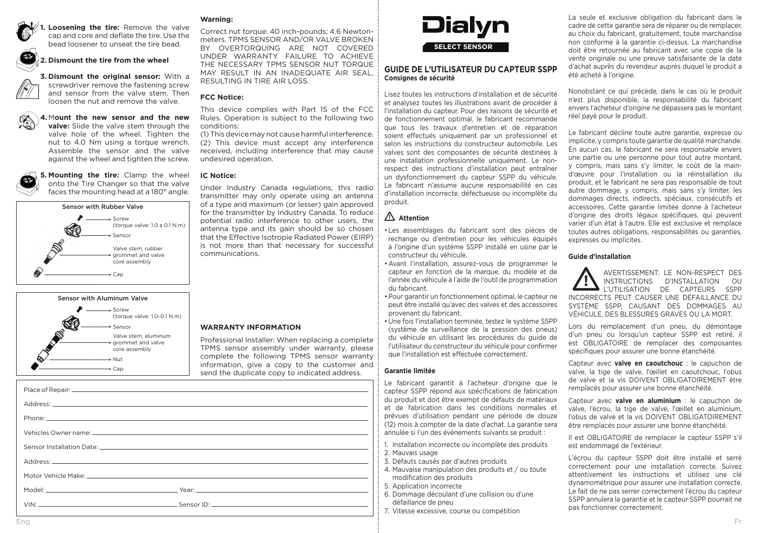1. **Loosening the tire:** Remove the valve cap and core and deflate the tire. Use the bead loosener to unseat the tire bead.

2. **Dismount the tire from the wheel**

3. **Dismount the original sensor:** With a screwdriver remove the fastening screw and sensor from the valve stem. Then loosen the nut and remove the valve.

4. M**ount the new sensor and the new valve:** Slide the valve stem through the valve hole of the wheel. Tighten the nut to 4.0 Nm using a torque wrench. Assemble the sensor and the valve against the wheel and tighten the screw.

5. **Mounting the tire:** Clamp the wheel onto the Tire Changer so that the valve faces the mounting head at a 180° angle.

Sensor with Rubber Valve

- Screw (torque valve: 1.0 ± 0.1 N.m)
- Sensor
- Valve stem, rubber grommet and valve core assembly
- Cap

Sensor with Aluminum Valve

- Screw (torque valve: 1.0-0.1 N.m)
- Sensor
- Valve stem, aluminum grommet and valve core assembly
- Nut
- Cap

**Warning:**

Correct nut torque: 40 inch-pounds; 4.6 Newton-meters. TPMS SENSOR AND/OR VALVE BROKEN BY OVERTORQUING ARE NOT COVERED UNDER WARRANTY. FAILURE TO ACHIEVE THE NECESSARY TPMS SENSOR NUT TORQUE MAY RESULT IN AN INADEQUATE AIR SEAL, RESULTING IN TIRE AIR LOSS.

**FCC Notice:**

This device complies with Part 15 of the FCC Rules. Operation is subject to the following two conditions:
(1) This device may not cause harmful interference.
(2) This device must accept any interference received, including interference that may cause undesired operation.

**IC Notice:**

Under Industry Canada regulations, this radio transmitter may only operate using an antenna of a type and maximum (or lesser) gain approved for the transmitter by Industry Canada. To reduce potential radio interference to other users, the antenna type and its gain should be so chosen that the Effective Isotropie Radiated Power (EIRP) is not more than that necessary for successful communications.

**WARRANTY INFORMATION**

Professional Installer: When replacing a complete TPMS sensor assembly under warranty, please complete the following TPMS sensor warranty information, give a copy to the customer and send the duplicate copy to indicated address.

Place of Repair: ____________________

Address: ____________________

Phone: ____________________

Vehicles Owner name: ____________________

Sensor Installation Date: ____________________

Address: ____________________

Motor Vehicle Make: ____________________

Model: ____________________ Year: ____________________

VIN: ____________________ Sensor ID: ____________________

Eng

# Dialyn

SELECT SENSOR

## GUIDE DE L'UTILISATEUR DU CAPTEUR SSPP

**Consignes de sécurité**

Lisez toutes les instructions d'installation et de sécurité et analysez toutes les illustrations avant de procéder à l'installation du capteur. Pour des raisons de sécurité et de fonctionnement optimal, le fabricant recommande que tous les travaux d'entretien et de réparation soient effectués uniquement par un professionnel et selon les instructions du constructeur automobile. Les valves sont des composantes de sécurité destinées à une installation professionnelle uniquement. Le non-respect des instructions d'installation peut entraîner un dysfonctionnement du capteur SSPP du véhicule. Le fabricant n'assume aucune responsabilité en cas d'installation incorrecte, défectueuse ou incomplète du produit.

**⚠ Attention**

- Les assemblages du fabricant sont des pièces de rechange ou d'entretien pour les véhicules équipés à l'origine d'un système SSPP installé en usine par le constructeur du véhicule.
- Avant l'installation, assurez-vous de programmer le capteur en fonction de la marque, du modèle et de l'année du véhicule à l'aide de l'outil de programmation du fabricant.
- Pour garantir un fonctionnement optimal, le capteur ne peut être installé qu'avec des valves et des accessoires provenant du fabricant.
- Une fois l'installation terminée, testez le système SSPP (système de surveillance de la pression des pneus) du véhicule en utilisant les procédures du guide de l'utilisateur du constructeur du véhicule pour confirmer que l'installation est effectuée correctement.

**Garantie limitée**

Le fabricant garantit à l'acheteur d'origine que le capteur SSPP répond aux spécifications de fabrication du produit et doit être exempt de défauts de matériaux et de fabrication dans les conditions normales et prévues d'utilisation pendant une période de douze (12) mois à compter de la date d'achat. La garantie sera annulée si l'un des événements suivants se produit :

1. Installation incorrecte ou incomplète des produits
2. Mauvais usage
3. Défauts causés par d'autres produits
4. Mauvaise manipulation des produits et / ou toute modification des produits
5. Application incorrecte
6. Dommage découlant d'une collision ou d'une défaillance de pneu
7. Vitesse excessive, course ou compétition

La seule et exclusive obligation du fabricant dans le cadre de cette garantie sera de réparer ou de remplacer, au choix du fabricant, gratuitement, toute marchandise non conforme à la garantie ci-dessus. La marchandise doit être retournée au fabricant avec une copie de la vente originale ou une preuve satisfaisante de la date d'achat auprès du revendeur auprès duquel le produit a été acheté à l'origine.

Nonobstant ce qui précède, dans le cas où le produit n'est plus disponible, la responsabilité du fabricant envers l'acheteur d'origine ne dépassera pas le montant réel payé pour le produit.

Le fabricant décline toute autre garantie, expresse ou implicite, y compris toute garantie de qualité marchande. En aucun cas, le fabricant ne sera responsable envers une partie ou une personne pour tout autre montant, y compris, mais sans s'y limiter, le coût de la main-d'œuvre pour l'installation ou la réinstallation du produit, et le fabricant ne sera pas responsable de tout autre dommage, y compris, mais sans s'y limiter, les dommages directs, indirects, spéciaux, consécutifs et accessoires. Cette garantie limitée donne à l'acheteur d'origine des droits légaux spécifiques, qui peuvent varier d'un état à l'autre. Elle est exclusive et remplace toutes autres obligations, responsabilités ou garanties, expresses ou implicites.

**Guide d'installation**

AVERTISSEMENT: LE NON-RESPECT DES INSTRUCTIONS D'INSTALLATION OU L'UTILISATION DE CAPTEURS SSPP INCORRECTS PEUT CAUSER UNE DÉFAILLANCE DU SYSTÈME SSPP, CAUSANT DES DOMMAGES AU VÉHICULE, DES BLESSURES GRAVES OU LA MORT.

Lors du remplacement d'un pneu, du démontage d'un pneu ou lorsqu'un capteur SSPP est retiré, il est OBLIGATOIRE de remplacer des composantes spécifiques pour assurer une bonne étanchéité.

Capteur avec **valve en caoutchouc** : le capuchon de valve, la tige de valve, l'œillet en caoutchouc, l'obus de valve et la vis DOIVENT OBLIGATOIREMENT être remplacés pour assurer une bonne étanchéité.

Capteur avec **valve en aluminium** : le capuchon de valve, l'écrou, la tige de valve, l'œillet en aluminium, l'obus de valve et la vis DOIVENT OBLIGATOIREMENT être remplacés pour assurer une bonne étanchéité.

Il est OBLIGATOIRE de remplacer le capteur SSPP s'il est endommagé de l'extérieur.

L'écrou du capteur SSPP doit être installé et serré correctement pour une installation correcte. Suivez attentivement les instructions et utilisez une clé dynamométrique pour assurer une installation correcte. Le fait de ne pas serrer correctement l'écrou du capteur SSPP annulera la garantie et le capteur SSPP pourrait ne pas fonctionner correctement.

Fr